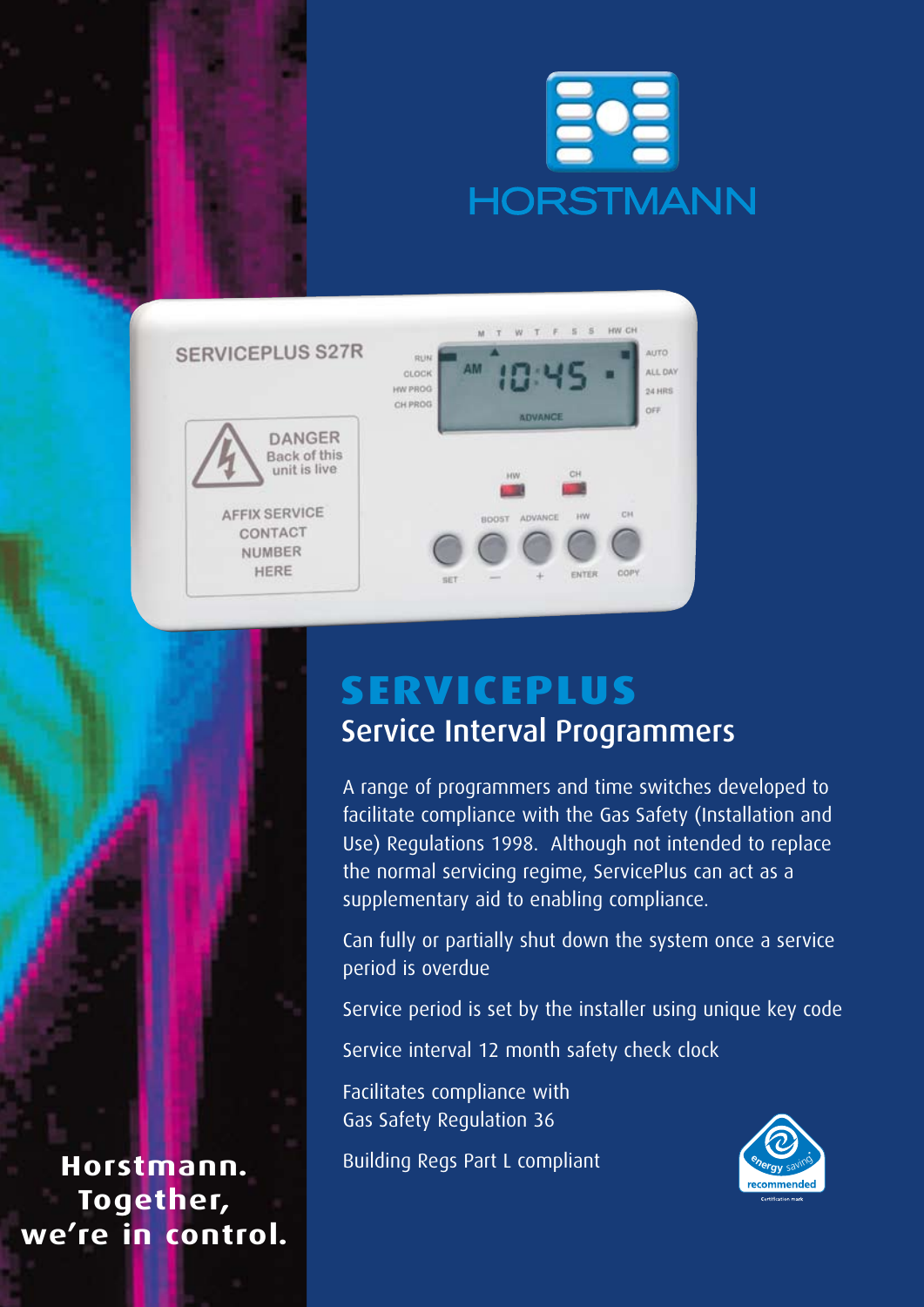HORSTMANN

# SERVICEPLUS

## Service Interval Programmers

A range of programmers and time switches developed to facilitate compliance with the Gas Safety (Installation and Use) Regulations 1998. Although not intended to replace the normal servicing regime, ServicePlus can act as a supplementary aid to enabling compliance.

Can fully or partially shut down the system once a service period is overdue

Service period is set by the installer using unique key code

Service interval 12 month safety check clock

Facilitates compliance with Gas Safety Regulation 36

Building Regs Part L compliant

**Horstmann. Together, we're in control.**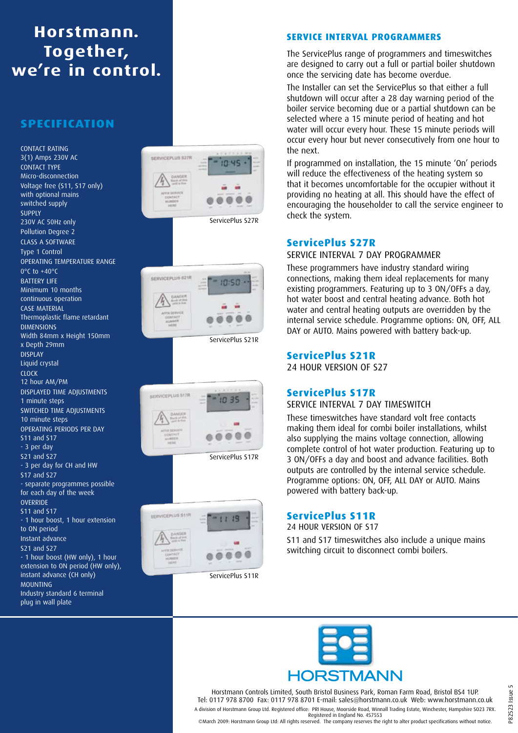# Horstmann. Together, we're in control.

## SPECIFICATION

CONTACT RATING
3(1) Amps 230V AC

CONTACT TYPE
Micro-disconnection
Voltage free (S11, S17 only) with optional mains switched supply

SUPPLY
230V AC 50Hz only
Pollution Degree 2

CLASS A SOFTWARE
Type 1 Control

OPERATING TEMPERATURE RANGE
0°C to +40°C

BATTERY LIFE
Minimum 10 months continuous operation

CASE MATERIAL
Thermoplastic flame retardant

DIMENSIONS
Width 84mm x Height 150mm x Depth 29mm

DISPLAY
Liquid crystal

CLOCK
12 hour AM/PM

DISPLAYED TIME ADJUSTMENTS
1 minute steps

SWITCHED TIME ADJUSTMENTS
10 minute steps

OPERATING PERIODS PER DAY
S11 and S17
- 3 per day
S21 and S27
- 3 per day for CH and HW
S17 and S27
- separate programmes possible for each day of the week

OVERRIDE
S11 and S17
- 1 hour boost, 1 hour extension to ON period
Instant advance
S21 and S27
- 1 hour boost (HW only), 1 hour extension to ON period (HW only), instant advance (CH only)

MOUNTING
Industry standard 6 terminal plug in wall plate

ServicePlus S27R

ServicePlus S21R

ServicePlus S17R

ServicePlus S11R

## SERVICE INTERVAL PROGRAMMERS

The ServicePlus range of programmers and timeswitches are designed to carry out a full or partial boiler shutdown once the servicing date has become overdue.

The Installer can set the ServicePlus so that either a full shutdown will occur after a 28 day warning period of the boiler service becoming due or a partial shutdown can be selected where a 15 minute period of heating and hot water will occur every hour. These 15 minute periods will occur every hour but never consecutively from one hour to the next.

If programmed on installation, the 15 minute 'On' periods will reduce the effectiveness of the heating system so that it becomes uncomfortable for the occupier without it providing no heating at all. This should have the effect of encouraging the householder to call the service engineer to check the system.

## ServicePlus S27R

SERVICE INTERVAL 7 DAY PROGRAMMER

These programmers have industry standard wiring connections, making them ideal replacements for many existing programmers. Featuring up to 3 ON/OFFs a day, hot water boost and central heating advance. Both hot water and central heating outputs are overridden by the internal service schedule. Programme options: ON, OFF, ALL DAY or AUTO. Mains powered with battery back-up.

## ServicePlus S21R

24 HOUR VERSION OF S27

## ServicePlus S17R

SERVICE INTERVAL 7 DAY TIMESWITCH

These timeswitches have standard volt free contacts making them ideal for combi boiler installations, whilst also supplying the mains voltage connection, allowing complete control of hot water production. Featuring up to 3 ON/OFFs a day and boost and advance facilities. Both outputs are controlled by the internal service schedule. Programme options: ON, OFF, ALL DAY or AUTO. Mains powered with battery back-up.

## ServicePlus S11R

24 HOUR VERSION OF S17

S11 and S17 timeswitches also include a unique mains switching circuit to disconnect combi boilers.

HORSTMANN

Horstmann Controls Limited, South Bristol Business Park, Roman Farm Road, Bristol BS4 1UP.
Tel: 0117 978 8700 Fax: 0117 978 8701 E-mail: sales@horstmann.co.uk Web: www.horstmann.co.uk

A division of Horstmann Group Ltd. Registered office: PRI House, Moorside Road, Winnall Trading Estate, Winchester, Hampshire SO23 7RX.
Registered in England No. 457553

©March 2009: Horstmann Group Ltd: All rights reserved. The company reserves the right to alter product specifications without notice.

P82523 Issue 5